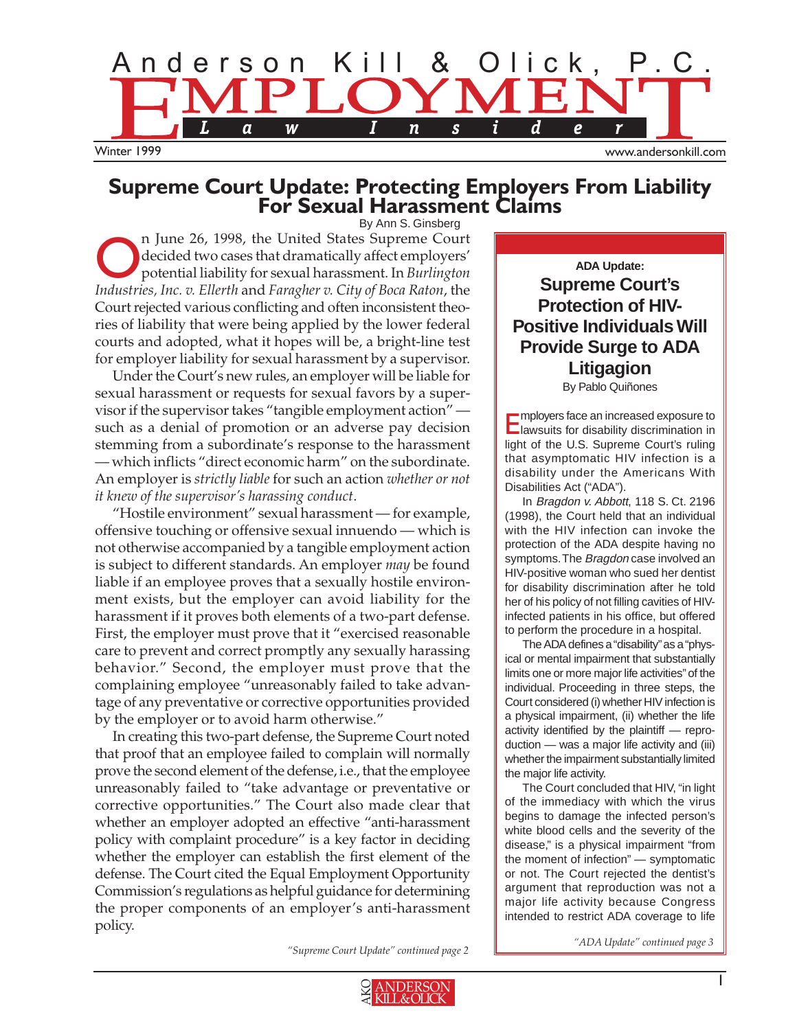# Anderson Kill & Olick, P.C. EMPLOYMENT Law Insider

Winter 1999

www.andersonkill.com

## Supreme Court Update: Protecting Employers From Liability For Sexual Harassment Claims

By Ann S. Ginsberg

On June 26, 1998, the United States Supreme Court decided two cases that dramatically affect employers' potential liability for sexual harassment. In *Burlington Industries, Inc. v. Ellerth* and *Faragher v. City of Boca Raton*, the Court rejected various conflicting and often inconsistent theories of liability that were being applied by the lower federal courts and adopted, what it hopes will be, a bright-line test for employer liability for sexual harassment by a supervisor.

Under the Court's new rules, an employer will be liable for sexual harassment or requests for sexual favors by a supervisor if the supervisor takes "tangible employment action" — such as a denial of promotion or an adverse pay decision stemming from a subordinate's response to the harassment — which inflicts "direct economic harm" on the subordinate. An employer is *strictly liable* for such an action *whether or not it knew of the supervisor's harassing conduct*.

"Hostile environment" sexual harassment — for example, offensive touching or offensive sexual innuendo — which is not otherwise accompanied by a tangible employment action is subject to different standards. An employer *may* be found liable if an employee proves that a sexually hostile environment exists, but the employer can avoid liability for the harassment if it proves both elements of a two-part defense. First, the employer must prove that it "exercised reasonable care to prevent and correct promptly any sexually harassing behavior." Second, the employer must prove that the complaining employee "unreasonably failed to take advantage of any preventative or corrective opportunities provided by the employer or to avoid harm otherwise."

In creating this two-part defense, the Supreme Court noted that proof that an employee failed to complain will normally prove the second element of the defense, i.e., that the employee unreasonably failed to "take advantage or preventative or corrective opportunities." The Court also made clear that whether an employer adopted an effective "anti-harassment policy with complaint procedure" is a key factor in deciding whether the employer can establish the first element of the defense. The Court cited the Equal Employment Opportunity Commission's regulations as helpful guidance for determining the proper components of an employer's anti-harassment policy.

*"Supreme Court Update" continued page 2*

---

**ADA Update:**

## Supreme Court's Protection of HIV-Positive Individuals Will Provide Surge to ADA Litigation

By Pablo Quiñones

Employers face an increased exposure to lawsuits for disability discrimination in light of the U.S. Supreme Court's ruling that asymptomatic HIV infection is a disability under the Americans With Disabilities Act ("ADA").

In *Bragdon v. Abbott*, 118 S. Ct. 2196 (1998), the Court held that an individual with the HIV infection can invoke the protection of the ADA despite having no symptoms. The *Bragdon* case involved an HIV-positive woman who sued her dentist for disability discrimination after he told her of his policy of not filling cavities of HIV-infected patients in his office, but offered to perform the procedure in a hospital.

The ADA defines a "disability" as a "physical or mental impairment that substantially limits one or more major life activities" of the individual. Proceeding in three steps, the Court considered (i) whether HIV infection is a physical impairment, (ii) whether the life activity identified by the plaintiff — reproduction — was a major life activity and (iii) whether the impairment substantially limited the major life activity.

The Court concluded that HIV, "in light of the immediacy with which the virus begins to damage the infected person's white blood cells and the severity of the disease," is a physical impairment "from the moment of infection" — symptomatic or not. The Court rejected the dentist's argument that reproduction was not a major life activity because Congress intended to restrict ADA coverage to life

*"ADA Update" continued page 3*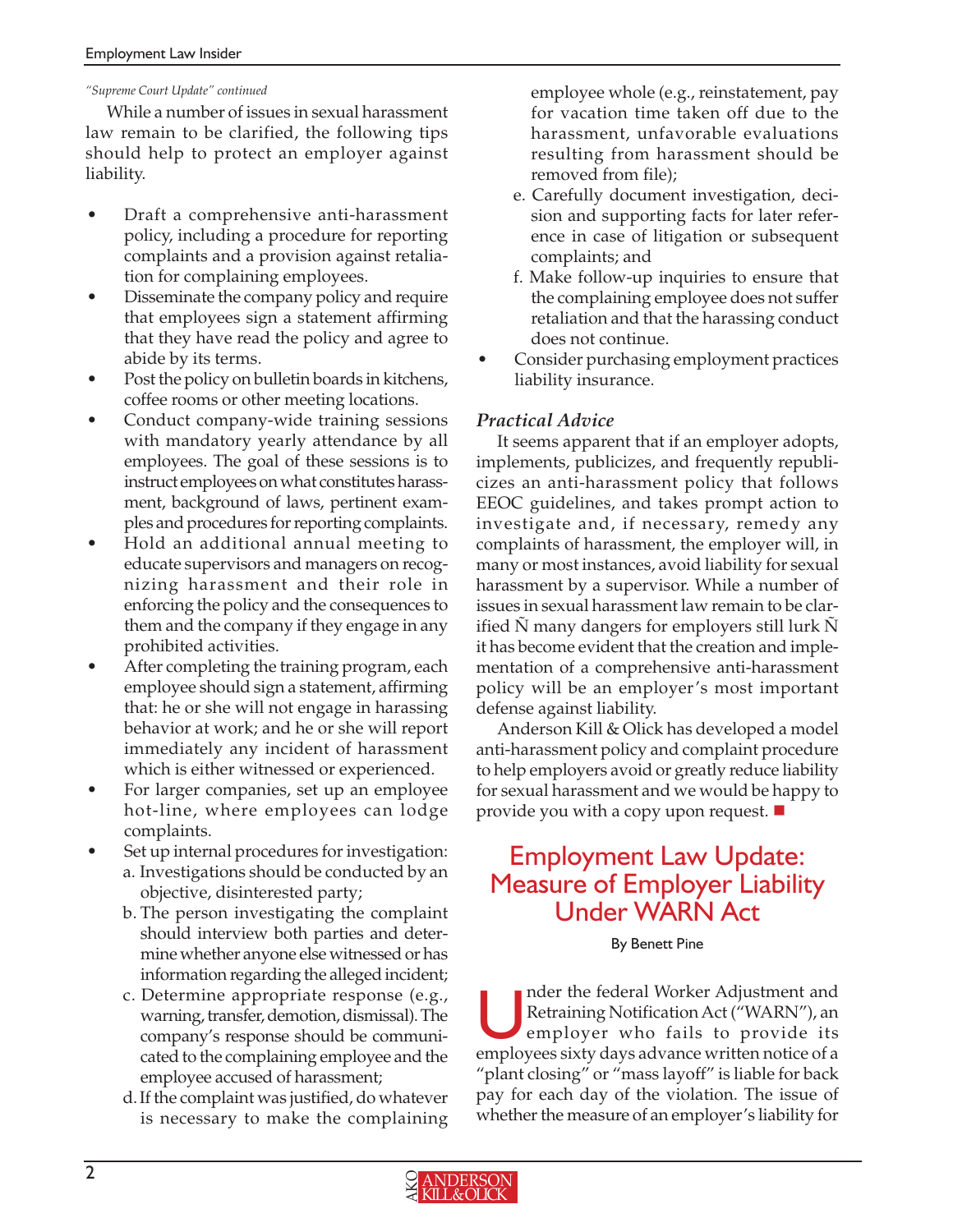*"Supreme Court Update" continued*

While a number of issues in sexual harassment law remain to be clarified, the following tips should help to protect an employer against liability.

- Draft a comprehensive anti-harassment policy, including a procedure for reporting complaints and a provision against retaliation for complaining employees.
- Disseminate the company policy and require that employees sign a statement affirming that they have read the policy and agree to abide by its terms.
- Post the policy on bulletin boards in kitchens, coffee rooms or other meeting locations.
- Conduct company-wide training sessions with mandatory yearly attendance by all employees. The goal of these sessions is to instruct employees on what constitutes harassment, background of laws, pertinent examples and procedures for reporting complaints.
- Hold an additional annual meeting to educate supervisors and managers on recognizing harassment and their role in enforcing the policy and the consequences to them and the company if they engage in any prohibited activities.
- After completing the training program, each employee should sign a statement, affirming that: he or she will not engage in harassing behavior at work; and he or she will report immediately any incident of harassment which is either witnessed or experienced.
- For larger companies, set up an employee hot-line, where employees can lodge complaints.
- Set up internal procedures for investigation:
  a. Investigations should be conducted by an objective, disinterested party;
  b. The person investigating the complaint should interview both parties and determine whether anyone else witnessed or has information regarding the alleged incident;
  c. Determine appropriate response (e.g., warning, transfer, demotion, dismissal). The company's response should be communicated to the complaining employee and the employee accused of harassment;
  d. If the complaint was justified, do whatever is necessary to make the complaining employee whole (e.g., reinstatement, pay for vacation time taken off due to the harassment, unfavorable evaluations resulting from harassment should be removed from file);
  e. Carefully document investigation, decision and supporting facts for later reference in case of litigation or subsequent complaints; and
  f. Make follow-up inquiries to ensure that the complaining employee does not suffer retaliation and that the harassing conduct does not continue.
- Consider purchasing employment practices liability insurance.

### *Practical Advice*

It seems apparent that if an employer adopts, implements, publicizes, and frequently republicizes an anti-harassment policy that follows EEOC guidelines, and takes prompt action to investigate and, if necessary, remedy any complaints of harassment, the employer will, in many or most instances, avoid liability for sexual harassment by a supervisor. While a number of issues in sexual harassment law remain to be clarified Ñ many dangers for employers still lurk Ñ it has become evident that the creation and implementation of a comprehensive anti-harassment policy will be an employer's most important defense against liability.

Anderson Kill & Olick has developed a model anti-harassment policy and complaint procedure to help employers avoid or greatly reduce liability for sexual harassment and we would be happy to provide you with a copy upon request. ■

## Employment Law Update: Measure of Employer Liability Under WARN Act

By Benett Pine

Under the federal Worker Adjustment and Retraining Notification Act ("WARN"), an employer who fails to provide its employees sixty days advance written notice of a "plant closing" or "mass layoff" is liable for back pay for each day of the violation. The issue of whether the measure of an employer's liability for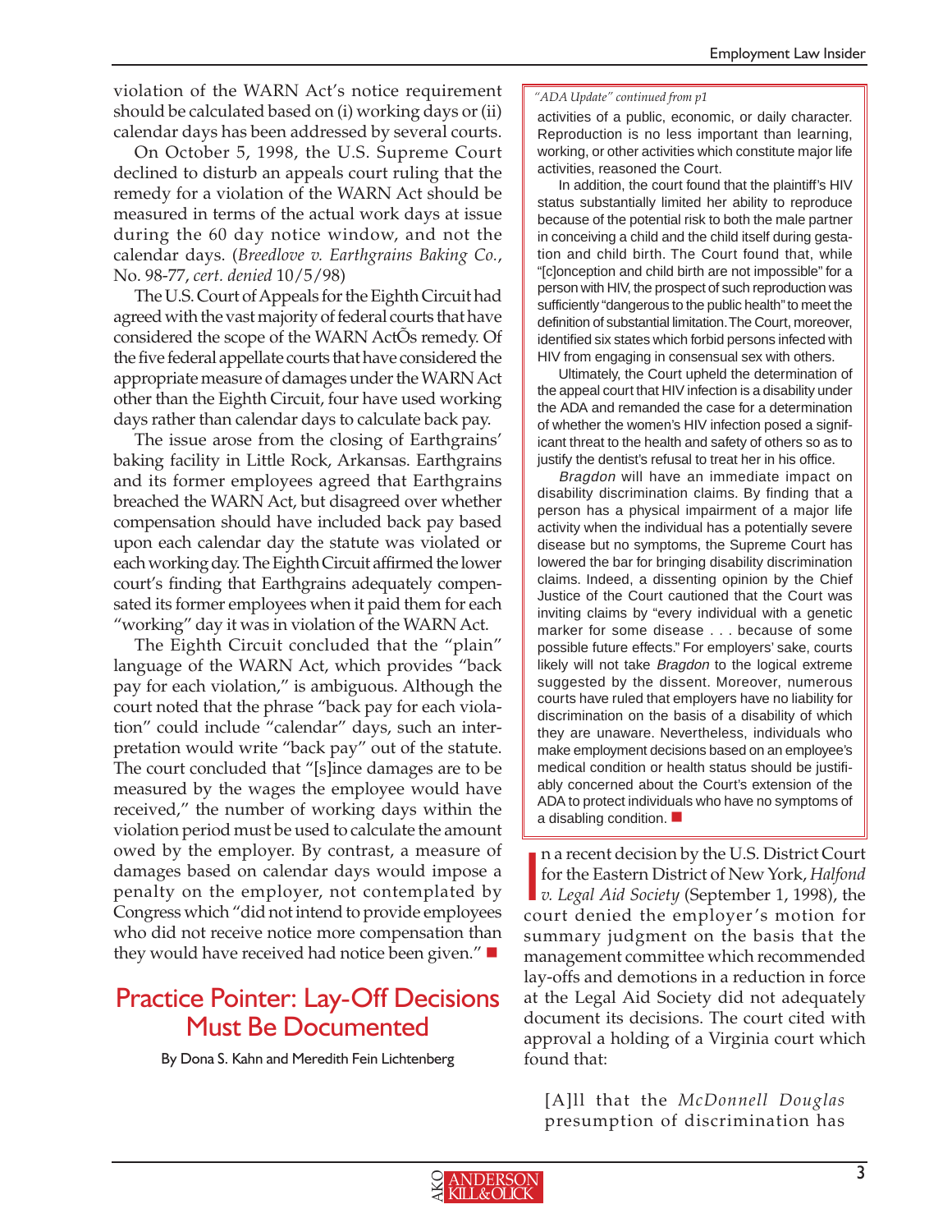violation of the WARN Act's notice requirement should be calculated based on (i) working days or (ii) calendar days has been addressed by several courts.

On October 5, 1998, the U.S. Supreme Court declined to disturb an appeals court ruling that the remedy for a violation of the WARN Act should be measured in terms of the actual work days at issue during the 60 day notice window, and not the calendar days. (*Breedlove v. Earthgrains Baking Co.*, No. 98-77, *cert. denied* 10/5/98)

The U.S. Court of Appeals for the Eighth Circuit had agreed with the vast majority of federal courts that have considered the scope of the WARN ActÕs remedy. Of the five federal appellate courts that have considered the appropriate measure of damages under the WARN Act other than the Eighth Circuit, four have used working days rather than calendar days to calculate back pay.

The issue arose from the closing of Earthgrains' baking facility in Little Rock, Arkansas. Earthgrains and its former employees agreed that Earthgrains breached the WARN Act, but disagreed over whether compensation should have included back pay based upon each calendar day the statute was violated or each working day. The Eighth Circuit affirmed the lower court's finding that Earthgrains adequately compensated its former employees when it paid them for each "working" day it was in violation of the WARN Act.

The Eighth Circuit concluded that the "plain" language of the WARN Act, which provides "back pay for each violation," is ambiguous. Although the court noted that the phrase "back pay for each violation" could include "calendar" days, such an interpretation would write "back pay" out of the statute. The court concluded that "[s]ince damages are to be measured by the wages the employee would have received," the number of working days within the violation period must be used to calculate the amount owed by the employer. By contrast, a measure of damages based on calendar days would impose a penalty on the employer, not contemplated by Congress which "did not intend to provide employees who did not receive notice more compensation than they would have received had notice been given." ■

*"ADA Update" continued from p1*

activities of a public, economic, or daily character. Reproduction is no less important than learning, working, or other activities which constitute major life activities, reasoned the Court.

In addition, the court found that the plaintiff's HIV status substantially limited her ability to reproduce because of the potential risk to both the male partner in conceiving a child and the child itself during gestation and child birth. The Court found that, while "[c]onception and child birth are not impossible" for a person with HIV, the prospect of such reproduction was sufficiently "dangerous to the public health" to meet the definition of substantial limitation. The Court, moreover, identified six states which forbid persons infected with HIV from engaging in consensual sex with others.

Ultimately, the Court upheld the determination of the appeal court that HIV infection is a disability under the ADA and remanded the case for a determination of whether the women's HIV infection posed a significant threat to the health and safety of others so as to justify the dentist's refusal to treat her in his office.

*Bragdon* will have an immediate impact on disability discrimination claims. By finding that a person has a physical impairment of a major life activity when the individual has a potentially severe disease but no symptoms, the Supreme Court has lowered the bar for bringing disability discrimination claims. Indeed, a dissenting opinion by the Chief Justice of the Court cautioned that the Court was inviting claims by "every individual with a genetic marker for some disease . . . because of some possible future effects." For employers' sake, courts likely will not take *Bragdon* to the logical extreme suggested by the dissent. Moreover, numerous courts have ruled that employers have no liability for discrimination on the basis of a disability of which they are unaware. Nevertheless, individuals who make employment decisions based on an employee's medical condition or health status should be justifiably concerned about the Court's extension of the ADA to protect individuals who have no symptoms of a disabling condition. ■

## Practice Pointer: Lay-Off Decisions Must Be Documented

By Dona S. Kahn and Meredith Fein Lichtenberg

In a recent decision by the U.S. District Court for the Eastern District of New York, *Halfond v. Legal Aid Society* (September 1, 1998), the court denied the employer's motion for summary judgment on the basis that the management committee which recommended lay-offs and demotions in a reduction in force at the Legal Aid Society did not adequately document its decisions. The court cited with approval a holding of a Virginia court which found that:

> [A]ll that the *McDonnell Douglas* presumption of discrimination has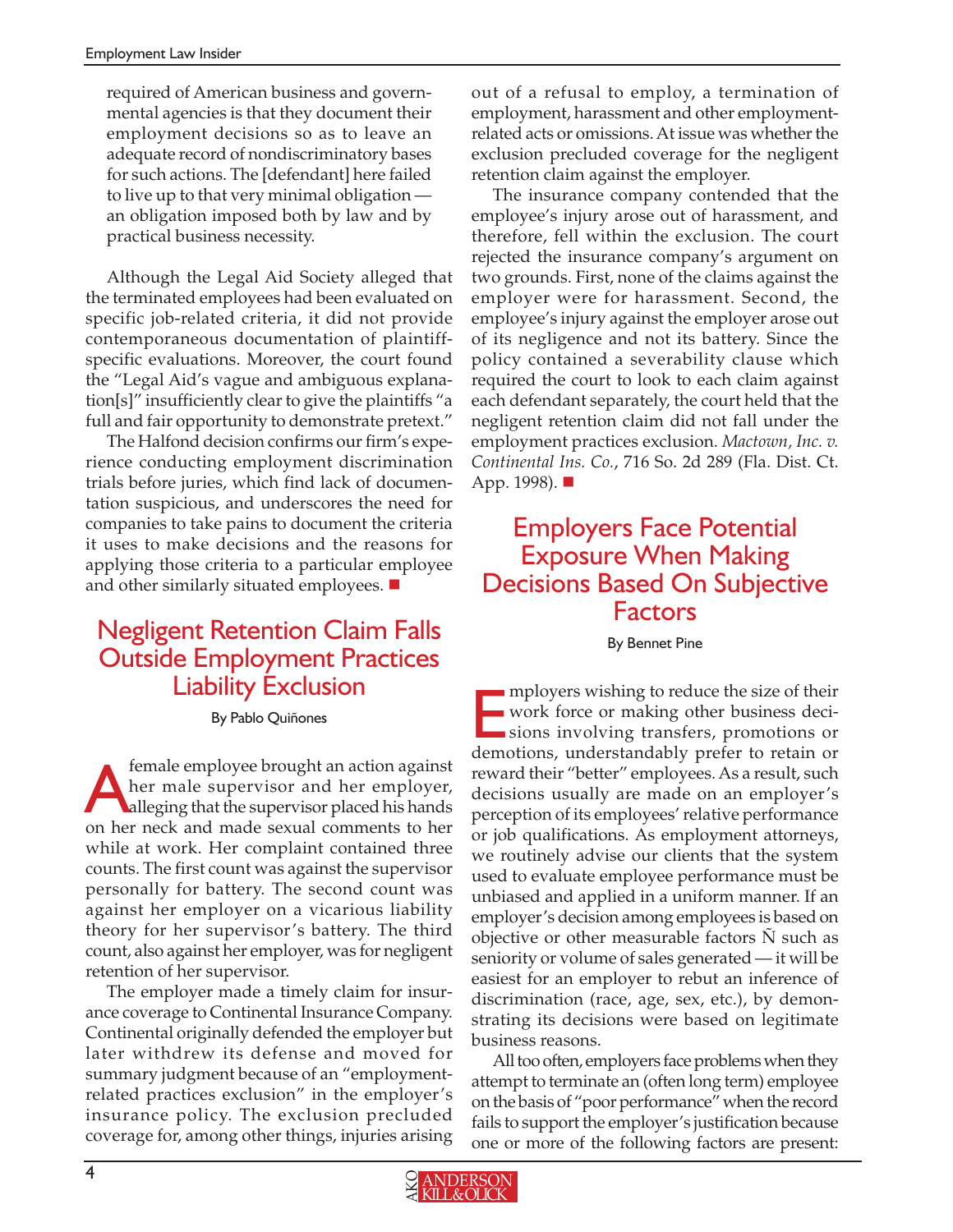required of American business and governmental agencies is that they document their employment decisions so as to leave an adequate record of nondiscriminatory bases for such actions. The [defendant] here failed to live up to that very minimal obligation — an obligation imposed both by law and by practical business necessity.

Although the Legal Aid Society alleged that the terminated employees had been evaluated on specific job-related criteria, it did not provide contemporaneous documentation of plaintiff-specific evaluations. Moreover, the court found the "Legal Aid's vague and ambiguous explanation[s]" insufficiently clear to give the plaintiffs "a full and fair opportunity to demonstrate pretext."

The Halfond decision confirms our firm's experience conducting employment discrimination trials before juries, which find lack of documentation suspicious, and underscores the need for companies to take pains to document the criteria it uses to make decisions and the reasons for applying those criteria to a particular employee and other similarly situated employees. ■

## Negligent Retention Claim Falls Outside Employment Practices Liability Exclusion

By Pablo Quiñones

A female employee brought an action against her male supervisor and her employer, alleging that the supervisor placed his hands on her neck and made sexual comments to her while at work. Her complaint contained three counts. The first count was against the supervisor personally for battery. The second count was against her employer on a vicarious liability theory for her supervisor's battery. The third count, also against her employer, was for negligent retention of her supervisor.

The employer made a timely claim for insurance coverage to Continental Insurance Company. Continental originally defended the employer but later withdrew its defense and moved for summary judgment because of an "employment-related practices exclusion" in the employer's insurance policy. The exclusion precluded coverage for, among other things, injuries arising out of a refusal to employ, a termination of employment, harassment and other employment-related acts or omissions. At issue was whether the exclusion precluded coverage for the negligent retention claim against the employer.

The insurance company contended that the employee's injury arose out of harassment, and therefore, fell within the exclusion. The court rejected the insurance company's argument on two grounds. First, none of the claims against the employer were for harassment. Second, the employee's injury against the employer arose out of its negligence and not its battery. Since the policy contained a severability clause which required the court to look to each claim against each defendant separately, the court held that the negligent retention claim did not fall under the employment practices exclusion. *Mactown, Inc. v. Continental Ins. Co.*, 716 So. 2d 289 (Fla. Dist. Ct. App. 1998). ■

## Employers Face Potential Exposure When Making Decisions Based On Subjective Factors

By Bennet Pine

Employers wishing to reduce the size of their work force or making other business decisions involving transfers, promotions or demotions, understandably prefer to retain or reward their "better" employees. As a result, such decisions usually are made on an employer's perception of its employees' relative performance or job qualifications. As employment attorneys, we routinely advise our clients that the system used to evaluate employee performance must be unbiased and applied in a uniform manner. If an employer's decision among employees is based on objective or other measurable factors Ñ such as seniority or volume of sales generated — it will be easiest for an employer to rebut an inference of discrimination (race, age, sex, etc.), by demonstrating its decisions were based on legitimate business reasons.

All too often, employers face problems when they attempt to terminate an (often long term) employee on the basis of "poor performance" when the record fails to support the employer's justification because one or more of the following factors are present: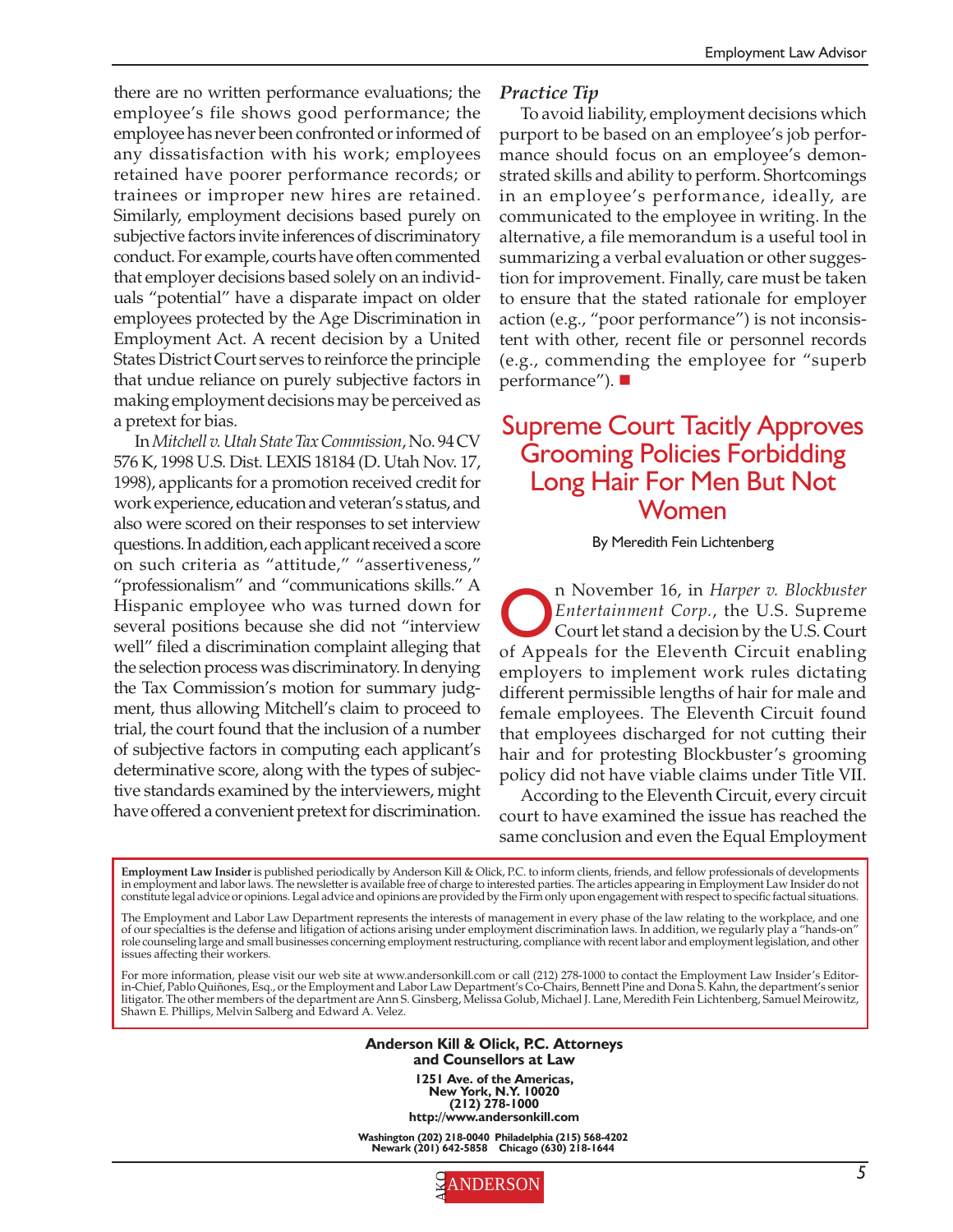there are no written performance evaluations; the employee's file shows good performance; the employee has never been confronted or informed of any dissatisfaction with his work; employees retained have poorer performance records; or trainees or improper new hires are retained. Similarly, employment decisions based purely on subjective factors invite inferences of discriminatory conduct. For example, courts have often commented that employer decisions based solely on an individuals "potential" have a disparate impact on older employees protected by the Age Discrimination in Employment Act. A recent decision by a United States District Court serves to reinforce the principle that undue reliance on purely subjective factors in making employment decisions may be perceived as a pretext for bias.

In *Mitchell v. Utah State Tax Commission*, No. 94 CV 576 K, 1998 U.S. Dist. LEXIS 18184 (D. Utah Nov. 17, 1998), applicants for a promotion received credit for work experience, education and veteran's status, and also were scored on their responses to set interview questions. In addition, each applicant received a score on such criteria as "attitude," "assertiveness," "professionalism" and "communications skills." A Hispanic employee who was turned down for several positions because she did not "interview well" filed a discrimination complaint alleging that the selection process was discriminatory. In denying the Tax Commission's motion for summary judgment, thus allowing Mitchell's claim to proceed to trial, the court found that the inclusion of a number of subjective factors in computing each applicant's determinative score, along with the types of subjective standards examined by the interviewers, might have offered a convenient pretext for discrimination.

### *Practice Tip*

To avoid liability, employment decisions which purport to be based on an employee's job performance should focus on an employee's demonstrated skills and ability to perform. Shortcomings in an employee's performance, ideally, are communicated to the employee in writing. In the alternative, a file memorandum is a useful tool in summarizing a verbal evaluation or other suggestion for improvement. Finally, care must be taken to ensure that the stated rationale for employer action (e.g., "poor performance") is not inconsistent with other, recent file or personnel records (e.g., commending the employee for "superb performance"). ■

## Supreme Court Tacitly Approves Grooming Policies Forbidding Long Hair For Men But Not Women

By Meredith Fein Lichtenberg

On November 16, in *Harper v. Blockbuster Entertainment Corp.*, the U.S. Supreme Court let stand a decision by the U.S. Court of Appeals for the Eleventh Circuit enabling employers to implement work rules dictating different permissible lengths of hair for male and female employees. The Eleventh Circuit found that employees discharged for not cutting their hair and for protesting Blockbuster's grooming policy did not have viable claims under Title VII.

According to the Eleventh Circuit, every circuit court to have examined the issue has reached the same conclusion and even the Equal Employment

---

**Employment Law Insider** is published periodically by Anderson Kill & Olick, P.C. to inform clients, friends, and fellow professionals of developments in employment and labor laws. The newsletter is available free of charge to interested parties. The articles appearing in Employment Law Insider do not constitute legal advice or opinions. Legal advice and opinions are provided by the Firm only upon engagement with respect to specific factual situations.

The Employment and Labor Law Department represents the interests of management in every phase of the law relating to the workplace, and one of our specialties is the defense and litigation of actions arising under employment discrimination laws. In addition, we regularly play a "hands-on" role counseling large and small businesses concerning employment restructuring, compliance with recent labor and employment legislation, and other issues affecting their workers.

For more information, please visit our web site at www.andersonkill.com or call (212) 278-1000 to contact the Employment Law Insider's Editor-in-Chief, Pablo Quiñones, Esq., or the Employment and Labor Law Department's Co-Chairs, Bennett Pine and Dona S. Kahn, the department's senior litigator. The other members of the department are Ann S. Ginsberg, Melissa Golub, Michael J. Lane, Meredith Fein Lichtenberg, Samuel Meirowitz, Shawn E. Phillips, Melvin Salberg and Edward A. Velez.

---

**Anderson Kill & Olick, P.C. Attorneys and Counsellors at Law**

**1251 Ave. of the Americas,**
**New York, N.Y. 10020**
**(212) 278-1000**
**http://www.andersonkill.com**

**Washington (202) 218-0040 Philadelphia (215) 568-4202**
**Newark (201) 642-5858 Chicago (630) 218-1644**

AKO ANDERSON